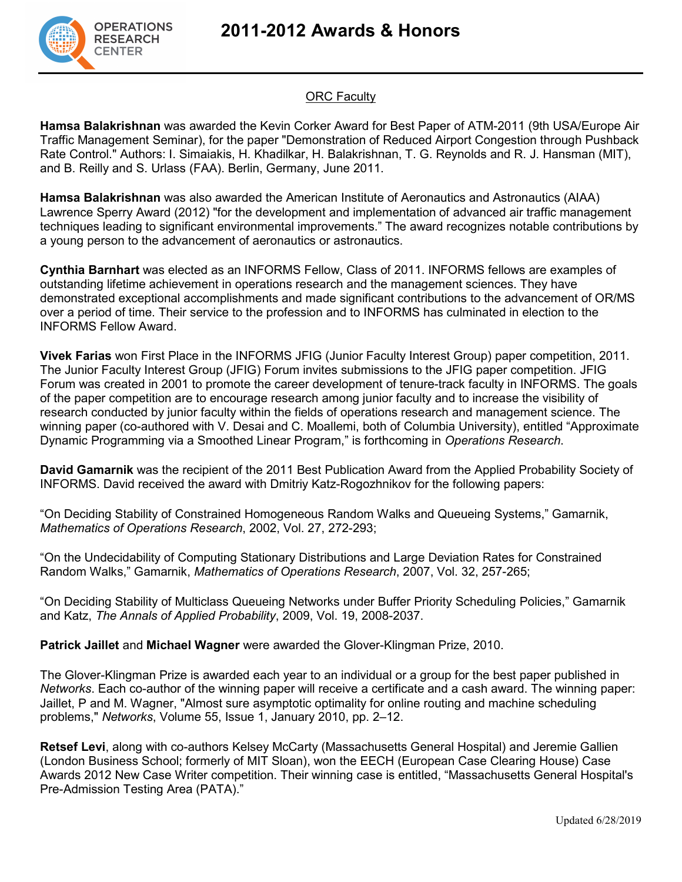# 2011-2012 Awards & Honors

## ORC Faculty

**Hamsa Balakrishnan** was awarded the Kevin Corker Award for Best Paper of ATM-2011 (9th USA/Europe Air Traffic Management Seminar), for the paper "Demonstration of Reduced Airport Congestion through Pushback Rate Control." Authors: I. Simaiakis, H. Khadilkar, H. Balakrishnan, T. G. Reynolds and R. J. Hansman (MIT), and B. Reilly and S. Urlass (FAA). Berlin, Germany, June 2011.

**Hamsa Balakrishnan** was also awarded the American Institute of Aeronautics and Astronautics (AIAA) Lawrence Sperry Award (2012) "for the development and implementation of advanced air traffic management techniques leading to significant environmental improvements." The award recognizes notable contributions by a young person to the advancement of aeronautics or astronautics.

**Cynthia Barnhart** was elected as an INFORMS Fellow, Class of 2011. INFORMS fellows are examples of outstanding lifetime achievement in operations research and the management sciences. They have demonstrated exceptional accomplishments and made significant contributions to the advancement of OR/MS over a period of time. Their service to the profession and to INFORMS has culminated in election to the INFORMS Fellow Award.

**Vivek Farias** won First Place in the INFORMS JFIG (Junior Faculty Interest Group) paper competition, 2011. The Junior Faculty Interest Group (JFIG) Forum invites submissions to the JFIG paper competition. JFIG Forum was created in 2001 to promote the career development of tenure-track faculty in INFORMS. The goals of the paper competition are to encourage research among junior faculty and to increase the visibility of research conducted by junior faculty within the fields of operations research and management science. The winning paper (co-authored with V. Desai and C. Moallemi, both of Columbia University), entitled "Approximate Dynamic Programming via a Smoothed Linear Program," is forthcoming in *Operations Research*.

**David Gamarnik** was the recipient of the 2011 Best Publication Award from the Applied Probability Society of INFORMS. David received the award with Dmitriy Katz-Rogozhnikov for the following papers:

"On Deciding Stability of Constrained Homogeneous Random Walks and Queueing Systems," Gamarnik, *Mathematics of Operations Research*, 2002, Vol. 27, 272-293;

"On the Undecidability of Computing Stationary Distributions and Large Deviation Rates for Constrained Random Walks," Gamarnik, *Mathematics of Operations Research*, 2007, Vol. 32, 257-265;

"On Deciding Stability of Multiclass Queueing Networks under Buffer Priority Scheduling Policies," Gamarnik and Katz, *The Annals of Applied Probability*, 2009, Vol. 19, 2008-2037.

**Patrick Jaillet** and **Michael Wagner** were awarded the Glover-Klingman Prize, 2010.

The Glover-Klingman Prize is awarded each year to an individual or a group for the best paper published in *Networks*. Each co-author of the winning paper will receive a certificate and a cash award. The winning paper: Jaillet, P and M. Wagner, "Almost sure asymptotic optimality for online routing and machine scheduling problems," *Networks*, Volume 55, Issue 1, January 2010, pp. 2–12.

**Retsef Levi**, along with co-authors Kelsey McCarty (Massachusetts General Hospital) and Jeremie Gallien (London Business School; formerly of MIT Sloan), won the EECH (European Case Clearing House) Case Awards 2012 New Case Writer competition. Their winning case is entitled, "Massachusetts General Hospital's Pre-Admission Testing Area (PATA)."

Updated 6/28/2019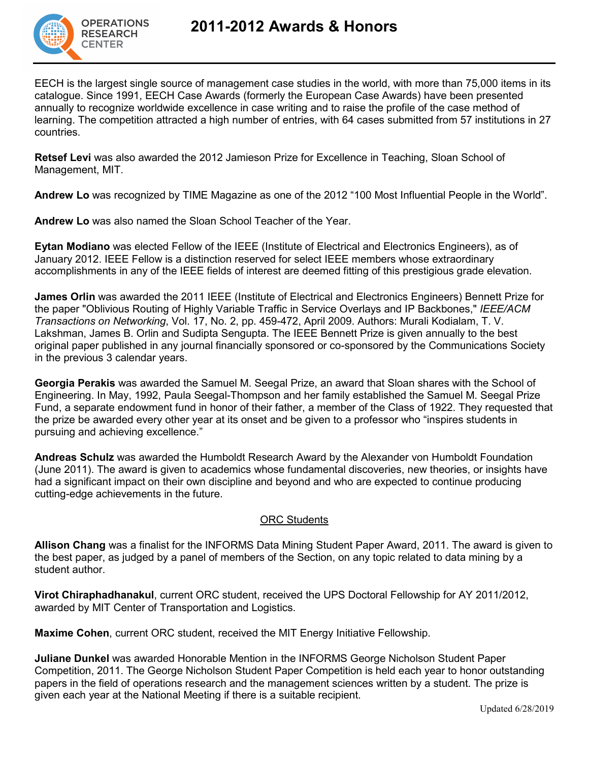EECH is the largest single source of management case studies in the world, with more than 75,000 items in its catalogue. Since 1991, EECH Case Awards (formerly the European Case Awards) have been presented annually to recognize worldwide excellence in case writing and to raise the profile of the case method of learning. The competition attracted a high number of entries, with 64 cases submitted from 57 institutions in 27 countries.

**Retsef Levi** was also awarded the 2012 Jamieson Prize for Excellence in Teaching, Sloan School of Management, MIT.

**Andrew Lo** was recognized by TIME Magazine as one of the 2012 “100 Most Influential People in the World”.

**Andrew Lo** was also named the Sloan School Teacher of the Year.

**Eytan Modiano** was elected Fellow of the IEEE (Institute of Electrical and Electronics Engineers), as of January 2012. IEEE Fellow is a distinction reserved for select IEEE members whose extraordinary accomplishments in any of the IEEE fields of interest are deemed fitting of this prestigious grade elevation.

**James Orlin** was awarded the 2011 IEEE (Institute of Electrical and Electronics Engineers) Bennett Prize for the paper "Oblivious Routing of Highly Variable Traffic in Service Overlays and IP Backbones," *IEEE/ACM Transactions on Networking*, Vol. 17, No. 2, pp. 459-472, April 2009. Authors: Murali Kodialam, T. V. Lakshman, James B. Orlin and Sudipta Sengupta. The IEEE Bennett Prize is given annually to the best original paper published in any journal financially sponsored or co-sponsored by the Communications Society in the previous 3 calendar years.

**Georgia Perakis** was awarded the Samuel M. Seegal Prize, an award that Sloan shares with the School of Engineering. In May, 1992, Paula Seegal-Thompson and her family established the Samuel M. Seegal Prize Fund, a separate endowment fund in honor of their father, a member of the Class of 1922. They requested that the prize be awarded every other year at its onset and be given to a professor who “inspires students in pursuing and achieving excellence.”

**Andreas Schulz** was awarded the Humboldt Research Award by the Alexander von Humboldt Foundation (June 2011). The award is given to academics whose fundamental discoveries, new theories, or insights have had a significant impact on their own discipline and beyond and who are expected to continue producing cutting-edge achievements in the future.

## ORC Students

**Allison Chang** was a finalist for the INFORMS Data Mining Student Paper Award, 2011. The award is given to the best paper, as judged by a panel of members of the Section, on any topic related to data mining by a student author.

**Virot Chiraphadhanakul**, current ORC student, received the UPS Doctoral Fellowship for AY 2011/2012, awarded by MIT Center of Transportation and Logistics.

**Maxime Cohen**, current ORC student, received the MIT Energy Initiative Fellowship.

**Juliane Dunkel** was awarded Honorable Mention in the INFORMS George Nicholson Student Paper Competition, 2011. The George Nicholson Student Paper Competition is held each year to honor outstanding papers in the field of operations research and the management sciences written by a student. The prize is given each year at the National Meeting if there is a suitable recipient.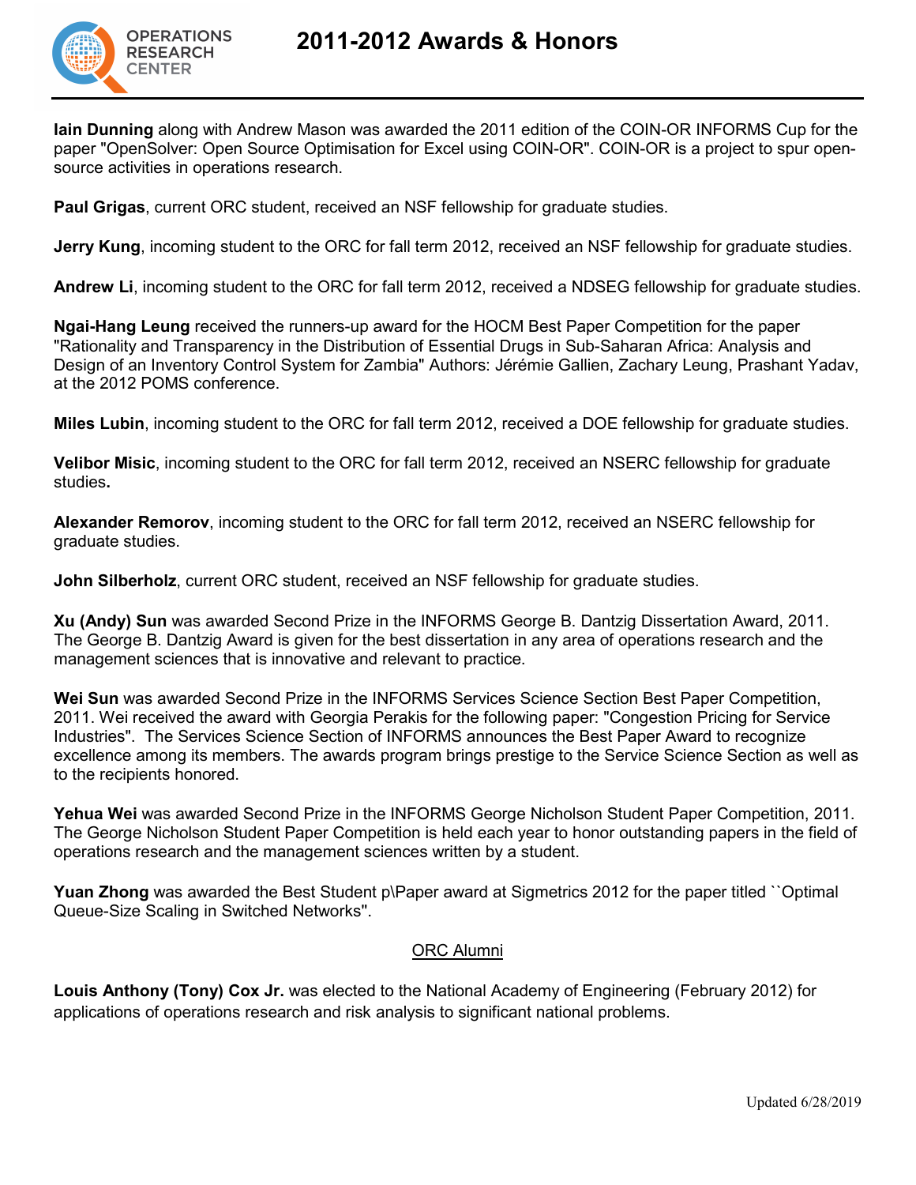# 2011-2012 Awards & Honors

**Iain Dunning** along with Andrew Mason was awarded the 2011 edition of the COIN-OR INFORMS Cup for the paper "OpenSolver: Open Source Optimisation for Excel using COIN-OR". COIN-OR is a project to spur open-source activities in operations research.

**Paul Grigas**, current ORC student, received an NSF fellowship for graduate studies.

**Jerry Kung**, incoming student to the ORC for fall term 2012, received an NSF fellowship for graduate studies.

**Andrew Li**, incoming student to the ORC for fall term 2012, received a NDSEG fellowship for graduate studies.

**Ngai-Hang Leung** received the runners-up award for the HOCM Best Paper Competition for the paper "Rationality and Transparency in the Distribution of Essential Drugs in Sub-Saharan Africa: Analysis and Design of an Inventory Control System for Zambia" Authors: Jérémie Gallien, Zachary Leung, Prashant Yadav, at the 2012 POMS conference.

**Miles Lubin**, incoming student to the ORC for fall term 2012, received a DOE fellowship for graduate studies.

**Velibor Misic**, incoming student to the ORC for fall term 2012, received an NSERC fellowship for graduate studies**.**

**Alexander Remorov**, incoming student to the ORC for fall term 2012, received an NSERC fellowship for graduate studies.

**John Silberholz**, current ORC student, received an NSF fellowship for graduate studies.

**Xu (Andy) Sun** was awarded Second Prize in the INFORMS George B. Dantzig Dissertation Award, 2011. The George B. Dantzig Award is given for the best dissertation in any area of operations research and the management sciences that is innovative and relevant to practice.

**Wei Sun** was awarded Second Prize in the INFORMS Services Science Section Best Paper Competition, 2011. Wei received the award with Georgia Perakis for the following paper: "Congestion Pricing for Service Industries". The Services Science Section of INFORMS announces the Best Paper Award to recognize excellence among its members. The awards program brings prestige to the Service Science Section as well as to the recipients honored.

**Yehua Wei** was awarded Second Prize in the INFORMS George Nicholson Student Paper Competition, 2011. The George Nicholson Student Paper Competition is held each year to honor outstanding papers in the field of operations research and the management sciences written by a student.

**Yuan Zhong** was awarded the Best Student p\Paper award at Sigmetrics 2012 for the paper titled ``Optimal Queue-Size Scaling in Switched Networks".

## ORC Alumni

**Louis Anthony (Tony) Cox Jr.** was elected to the National Academy of Engineering (February 2012) for applications of operations research and risk analysis to significant national problems.

Updated 6/28/2019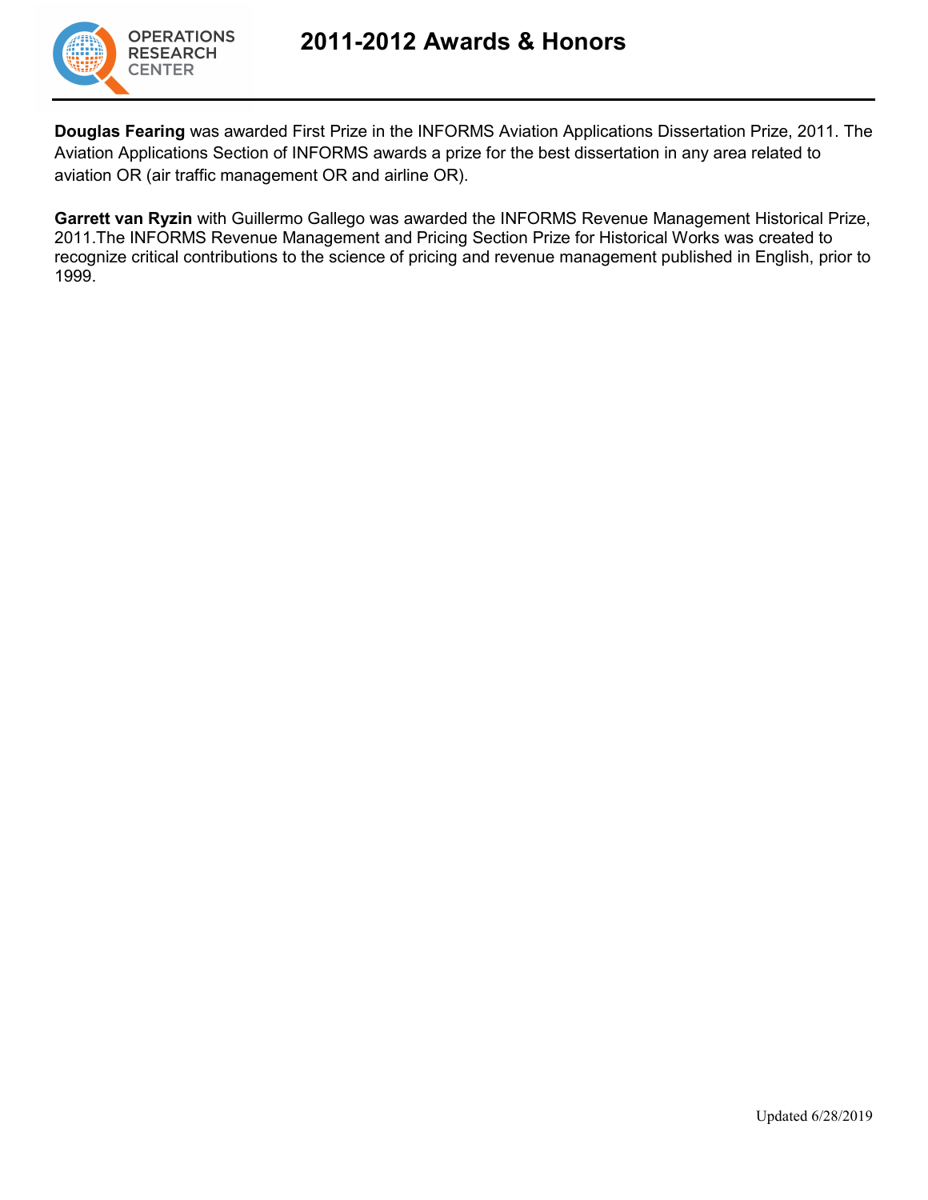# 2011-2012 Awards & Honors

**Douglas Fearing** was awarded First Prize in the INFORMS Aviation Applications Dissertation Prize, 2011. The Aviation Applications Section of INFORMS awards a prize for the best dissertation in any area related to aviation OR (air traffic management OR and airline OR).

**Garrett van Ryzin** with Guillermo Gallego was awarded the INFORMS Revenue Management Historical Prize, 2011.The INFORMS Revenue Management and Pricing Section Prize for Historical Works was created to recognize critical contributions to the science of pricing and revenue management published in English, prior to 1999.

Updated 6/28/2019